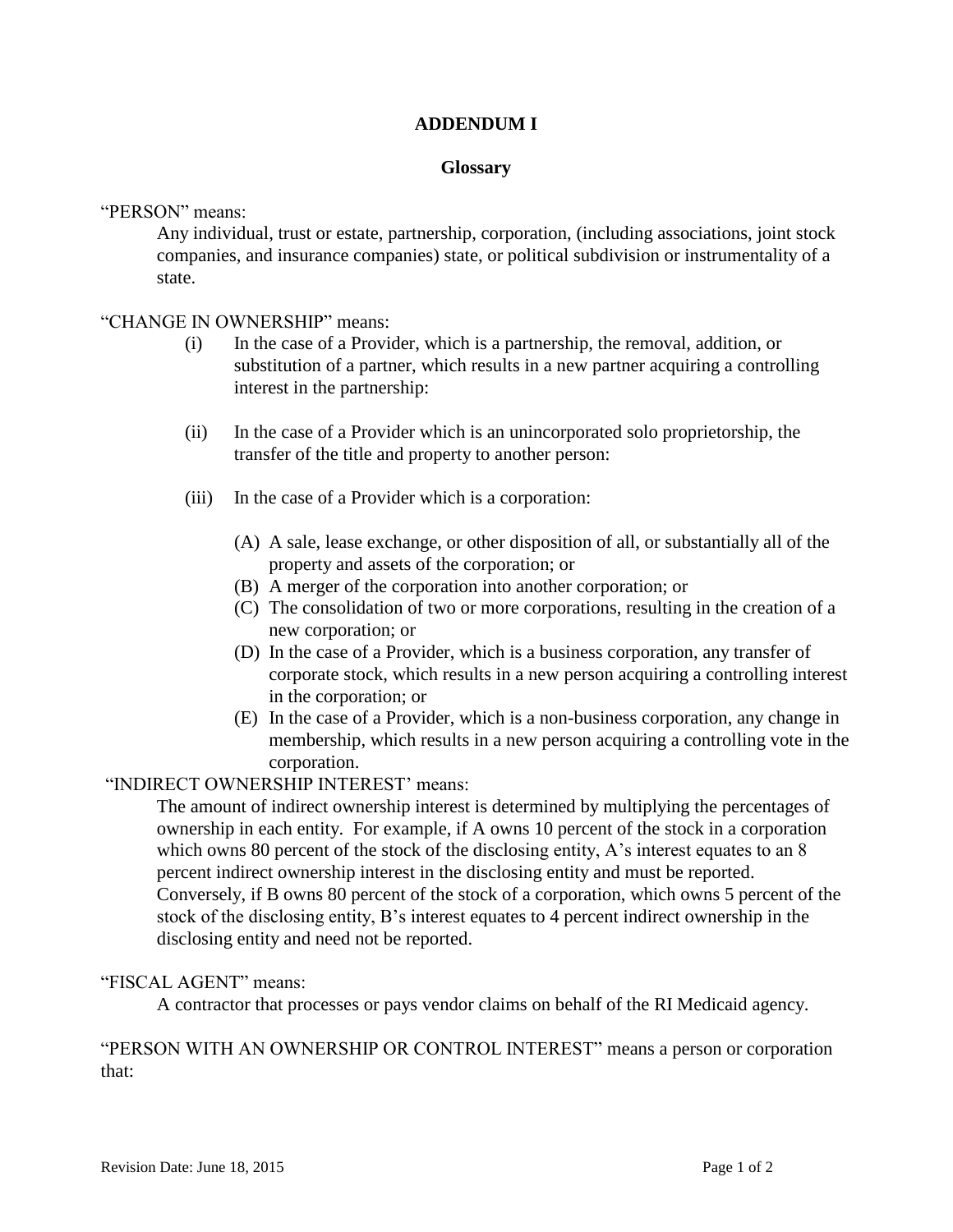# ADDENDUM I

## Glossary

"PERSON" means:

Any individual, trust or estate, partnership, corporation, (including associations, joint stock companies, and insurance companies) state, or political subdivision or instrumentality of a state.

"CHANGE IN OWNERSHIP" means:

(i) In the case of a Provider, which is a partnership, the removal, addition, or substitution of a partner, which results in a new partner acquiring a controlling interest in the partnership:

(ii) In the case of a Provider which is an unincorporated solo proprietorship, the transfer of the title and property to another person:

(iii) In the case of a Provider which is a corporation:

(A) A sale, lease exchange, or other disposition of all, or substantially all of the property and assets of the corporation; or
(B) A merger of the corporation into another corporation; or
(C) The consolidation of two or more corporations, resulting in the creation of a new corporation; or
(D) In the case of a Provider, which is a business corporation, any transfer of corporate stock, which results in a new person acquiring a controlling interest in the corporation; or
(E) In the case of a Provider, which is a non-business corporation, any change in membership, which results in a new person acquiring a controlling vote in the corporation.

"INDIRECT OWNERSHIP INTEREST' means:

The amount of indirect ownership interest is determined by multiplying the percentages of ownership in each entity. For example, if A owns 10 percent of the stock in a corporation which owns 80 percent of the stock of the disclosing entity, A's interest equates to an 8 percent indirect ownership interest in the disclosing entity and must be reported. Conversely, if B owns 80 percent of the stock of a corporation, which owns 5 percent of the stock of the disclosing entity, B's interest equates to 4 percent indirect ownership in the disclosing entity and need not be reported.

"FISCAL AGENT" means:

A contractor that processes or pays vendor claims on behalf of the RI Medicaid agency.

"PERSON WITH AN OWNERSHIP OR CONTROL INTEREST" means a person or corporation that: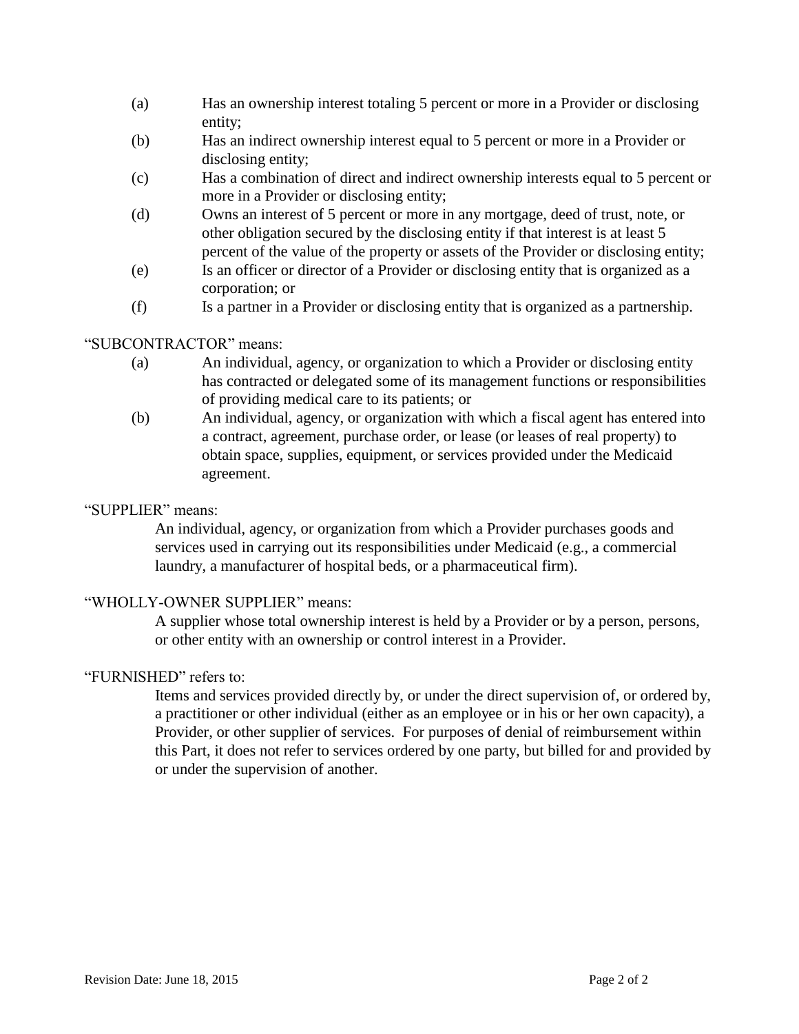(a) Has an ownership interest totaling 5 percent or more in a Provider or disclosing entity;

(b) Has an indirect ownership interest equal to 5 percent or more in a Provider or disclosing entity;

(c) Has a combination of direct and indirect ownership interests equal to 5 percent or more in a Provider or disclosing entity;

(d) Owns an interest of 5 percent or more in any mortgage, deed of trust, note, or other obligation secured by the disclosing entity if that interest is at least 5 percent of the value of the property or assets of the Provider or disclosing entity;

(e) Is an officer or director of a Provider or disclosing entity that is organized as a corporation; or

(f) Is a partner in a Provider or disclosing entity that is organized as a partnership.

"SUBCONTRACTOR" means:

(a) An individual, agency, or organization to which a Provider or disclosing entity has contracted or delegated some of its management functions or responsibilities of providing medical care to its patients; or

(b) An individual, agency, or organization with which a fiscal agent has entered into a contract, agreement, purchase order, or lease (or leases of real property) to obtain space, supplies, equipment, or services provided under the Medicaid agreement.

"SUPPLIER" means:

An individual, agency, or organization from which a Provider purchases goods and services used in carrying out its responsibilities under Medicaid (e.g., a commercial laundry, a manufacturer of hospital beds, or a pharmaceutical firm).

"WHOLLY-OWNER SUPPLIER" means:

A supplier whose total ownership interest is held by a Provider or by a person, persons, or other entity with an ownership or control interest in a Provider.

"FURNISHED" refers to:

Items and services provided directly by, or under the direct supervision of, or ordered by, a practitioner or other individual (either as an employee or in his or her own capacity), a Provider, or other supplier of services. For purposes of denial of reimbursement within this Part, it does not refer to services ordered by one party, but billed for and provided by or under the supervision of another.

Revision Date: June 18, 2015